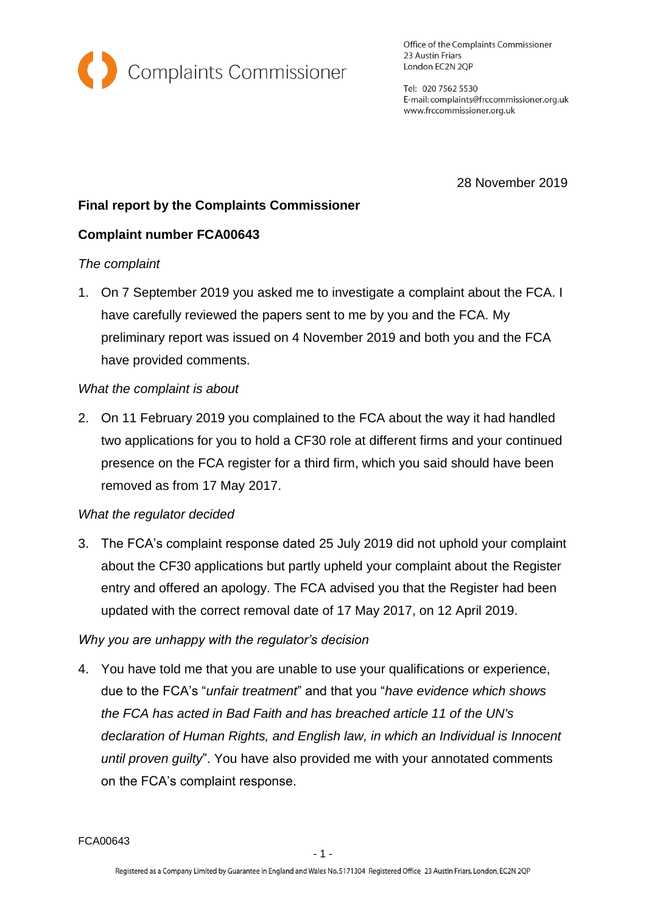Complaints Commissioner

Office of the Complaints Commissioner
23 Austin Friars
London EC2N 2QP

Tel: 020 7562 5530
E-mail: complaints@frccommissioner.org.uk
www.frccommissioner.org.uk

28 November 2019

**Final report by the Complaints Commissioner**

**Complaint number FCA00643**

*The complaint*

1. On 7 September 2019 you asked me to investigate a complaint about the FCA. I have carefully reviewed the papers sent to me by you and the FCA. My preliminary report was issued on 4 November 2019 and both you and the FCA have provided comments.

*What the complaint is about*

2. On 11 February 2019 you complained to the FCA about the way it had handled two applications for you to hold a CF30 role at different firms and your continued presence on the FCA register for a third firm, which you said should have been removed as from 17 May 2017.

*What the regulator decided*

3. The FCA's complaint response dated 25 July 2019 did not uphold your complaint about the CF30 applications but partly upheld your complaint about the Register entry and offered an apology. The FCA advised you that the Register had been updated with the correct removal date of 17 May 2017, on 12 April 2019.

*Why you are unhappy with the regulator's decision*

4. You have told me that you are unable to use your qualifications or experience, due to the FCA's "*unfair treatment*" and that you "*have evidence which shows the FCA has acted in Bad Faith and has breached article 11 of the UN's declaration of Human Rights, and English law, in which an Individual is Innocent until proven guilty*". You have also provided me with your annotated comments on the FCA's complaint response.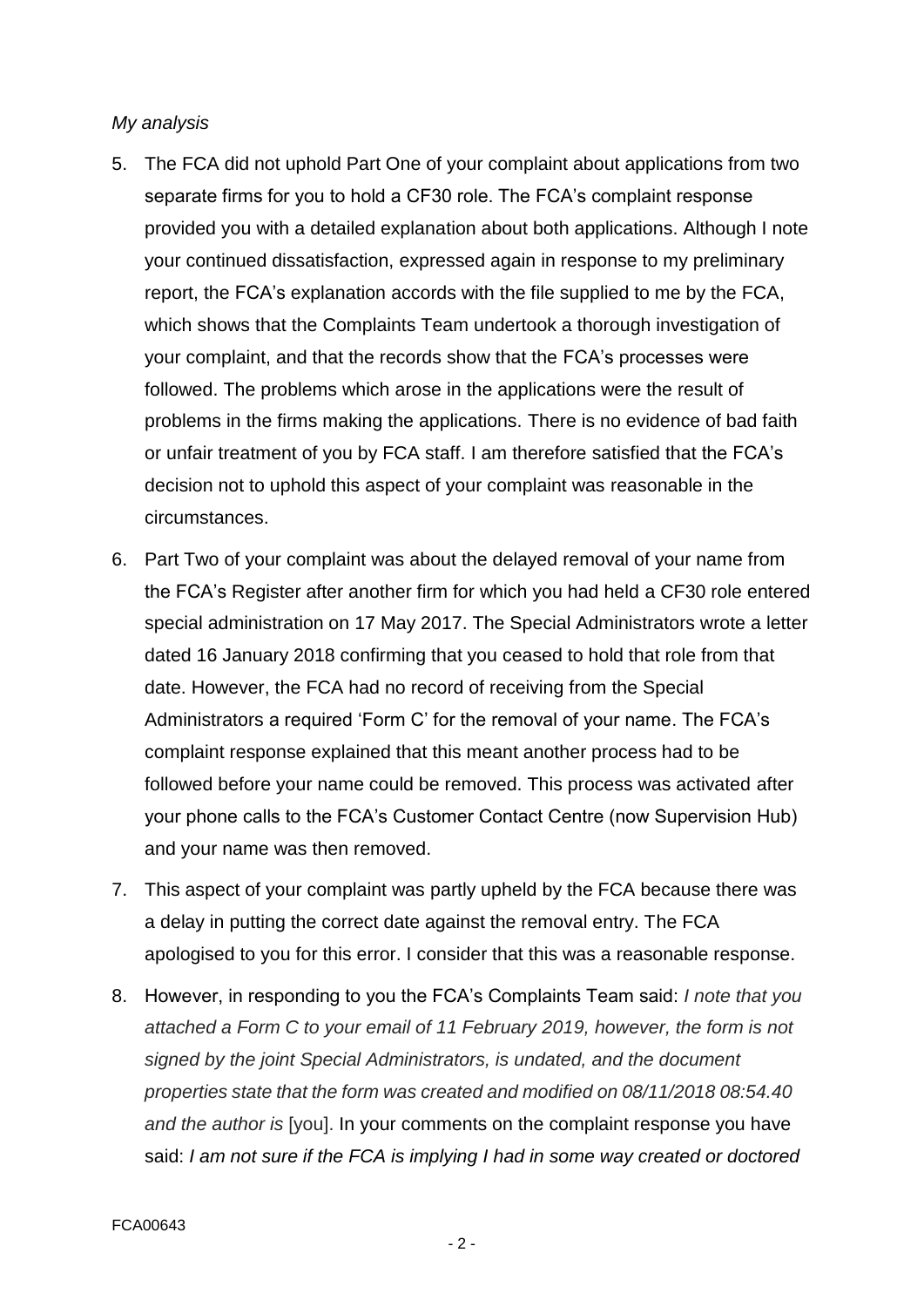*My analysis*

5. The FCA did not uphold Part One of your complaint about applications from two separate firms for you to hold a CF30 role. The FCA's complaint response provided you with a detailed explanation about both applications. Although I note your continued dissatisfaction, expressed again in response to my preliminary report, the FCA's explanation accords with the file supplied to me by the FCA, which shows that the Complaints Team undertook a thorough investigation of your complaint, and that the records show that the FCA's processes were followed. The problems which arose in the applications were the result of problems in the firms making the applications. There is no evidence of bad faith or unfair treatment of you by FCA staff. I am therefore satisfied that the FCA's decision not to uphold this aspect of your complaint was reasonable in the circumstances.

6. Part Two of your complaint was about the delayed removal of your name from the FCA's Register after another firm for which you had held a CF30 role entered special administration on 17 May 2017. The Special Administrators wrote a letter dated 16 January 2018 confirming that you ceased to hold that role from that date. However, the FCA had no record of receiving from the Special Administrators a required 'Form C' for the removal of your name. The FCA's complaint response explained that this meant another process had to be followed before your name could be removed. This process was activated after your phone calls to the FCA's Customer Contact Centre (now Supervision Hub) and your name was then removed.

7. This aspect of your complaint was partly upheld by the FCA because there was a delay in putting the correct date against the removal entry. The FCA apologised to you for this error. I consider that this was a reasonable response.

8. However, in responding to you the FCA's Complaints Team said: *I note that you attached a Form C to your email of 11 February 2019, however, the form is not signed by the joint Special Administrators, is undated, and the document properties state that the form was created and modified on 08/11/2018 08:54.40 and the author is* [you]. In your comments on the complaint response you have said: *I am not sure if the FCA is implying I had in some way created or doctored*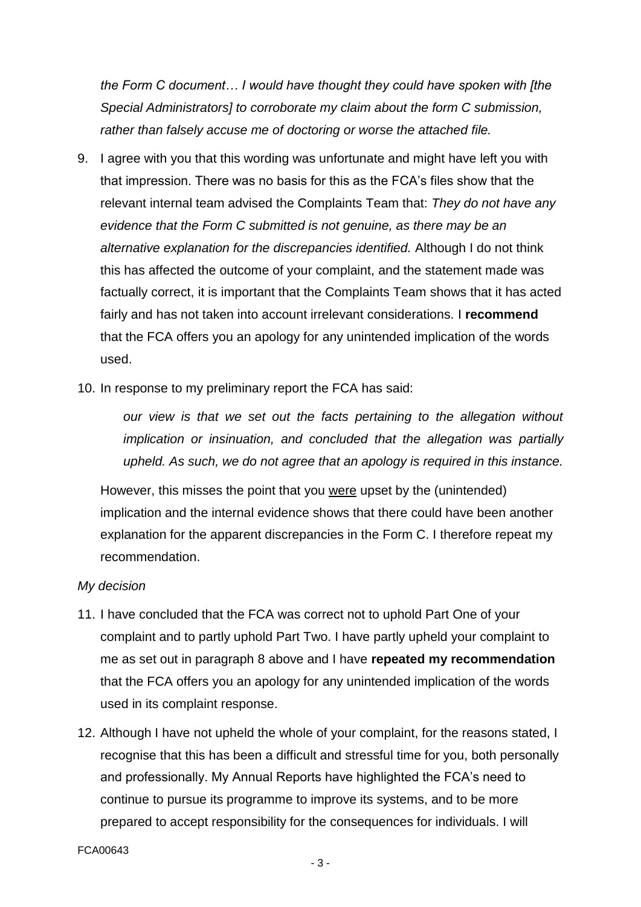*the Form C document… I would have thought they could have spoken with [the Special Administrators] to corroborate my claim about the form C submission, rather than falsely accuse me of doctoring or worse the attached file.*

9. I agree with you that this wording was unfortunate and might have left you with that impression. There was no basis for this as the FCA's files show that the relevant internal team advised the Complaints Team that: *They do not have any evidence that the Form C submitted is not genuine, as there may be an alternative explanation for the discrepancies identified.* Although I do not think this has affected the outcome of your complaint, and the statement made was factually correct, it is important that the Complaints Team shows that it has acted fairly and has not taken into account irrelevant considerations. I **recommend** that the FCA offers you an apology for any unintended implication of the words used.

10. In response to my preliminary report the FCA has said:

    *our view is that we set out the facts pertaining to the allegation without implication or insinuation, and concluded that the allegation was partially upheld. As such, we do not agree that an apology is required in this instance.*

    However, this misses the point that you <u>were</u> upset by the (unintended) implication and the internal evidence shows that there could have been another explanation for the apparent discrepancies in the Form C. I therefore repeat my recommendation.

*My decision*

11. I have concluded that the FCA was correct not to uphold Part One of your complaint and to partly uphold Part Two. I have partly upheld your complaint to me as set out in paragraph 8 above and I have **repeated my recommendation** that the FCA offers you an apology for any unintended implication of the words used in its complaint response.

12. Although I have not upheld the whole of your complaint, for the reasons stated, I recognise that this has been a difficult and stressful time for you, both personally and professionally. My Annual Reports have highlighted the FCA's need to continue to pursue its programme to improve its systems, and to be more prepared to accept responsibility for the consequences for individuals. I will

FCA00643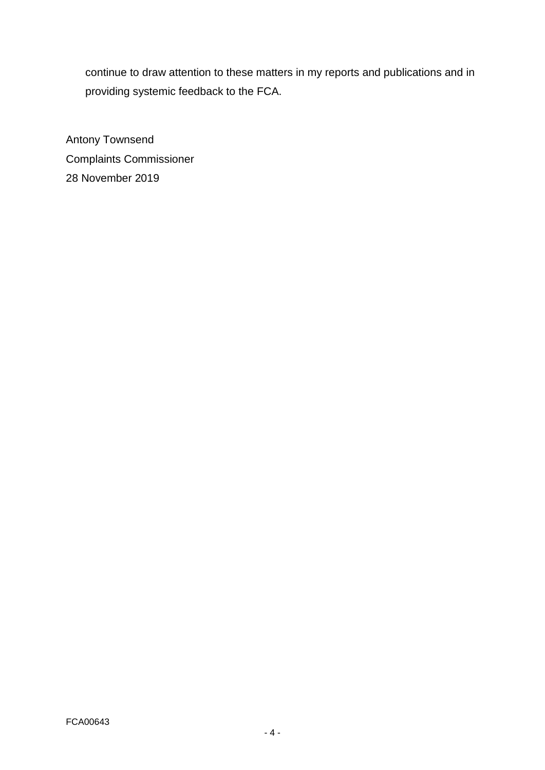continue to draw attention to these matters in my reports and publications and in providing systemic feedback to the FCA.

Antony Townsend
Complaints Commissioner
28 November 2019

FCA00643